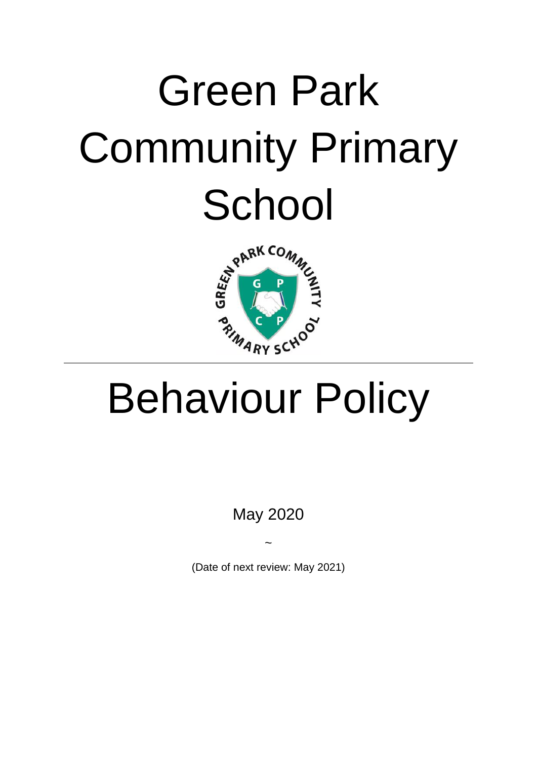# Green Park Community Primary School

# Behaviour Policy

May 2020

~

(Date of next review: May 2021)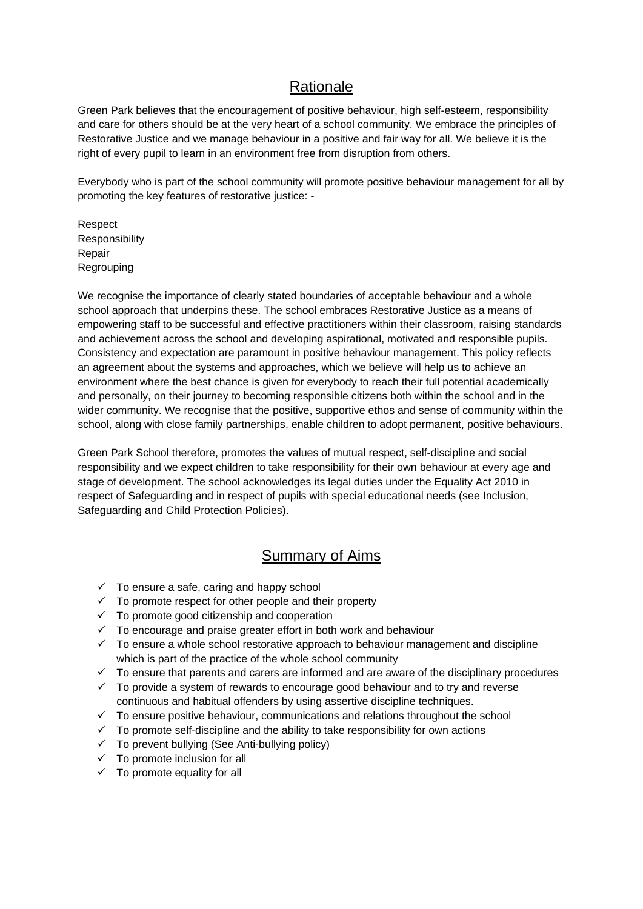## Rationale

Green Park believes that the encouragement of positive behaviour, high self-esteem, responsibility and care for others should be at the very heart of a school community. We embrace the principles of Restorative Justice and we manage behaviour in a positive and fair way for all. We believe it is the right of every pupil to learn in an environment free from disruption from others.

Everybody who is part of the school community will promote positive behaviour management for all by promoting the key features of restorative justice: -

Respect
Responsibility
Repair
Regrouping

We recognise the importance of clearly stated boundaries of acceptable behaviour and a whole school approach that underpins these. The school embraces Restorative Justice as a means of empowering staff to be successful and effective practitioners within their classroom, raising standards and achievement across the school and developing aspirational, motivated and responsible pupils. Consistency and expectation are paramount in positive behaviour management. This policy reflects an agreement about the systems and approaches, which we believe will help us to achieve an environment where the best chance is given for everybody to reach their full potential academically and personally, on their journey to becoming responsible citizens both within the school and in the wider community. We recognise that the positive, supportive ethos and sense of community within the school, along with close family partnerships, enable children to adopt permanent, positive behaviours.

Green Park School therefore, promotes the values of mutual respect, self-discipline and social responsibility and we expect children to take responsibility for their own behaviour at every age and stage of development. The school acknowledges its legal duties under the Equality Act 2010 in respect of Safeguarding and in respect of pupils with special educational needs (see Inclusion, Safeguarding and Child Protection Policies).

## Summary of Aims

- ✓ To ensure a safe, caring and happy school
- ✓ To promote respect for other people and their property
- ✓ To promote good citizenship and cooperation
- ✓ To encourage and praise greater effort in both work and behaviour
- ✓ To ensure a whole school restorative approach to behaviour management and discipline which is part of the practice of the whole school community
- ✓ To ensure that parents and carers are informed and are aware of the disciplinary procedures
- ✓ To provide a system of rewards to encourage good behaviour and to try and reverse continuous and habitual offenders by using assertive discipline techniques.
- ✓ To ensure positive behaviour, communications and relations throughout the school
- ✓ To promote self-discipline and the ability to take responsibility for own actions
- ✓ To prevent bullying (See Anti-bullying policy)
- ✓ To promote inclusion for all
- ✓ To promote equality for all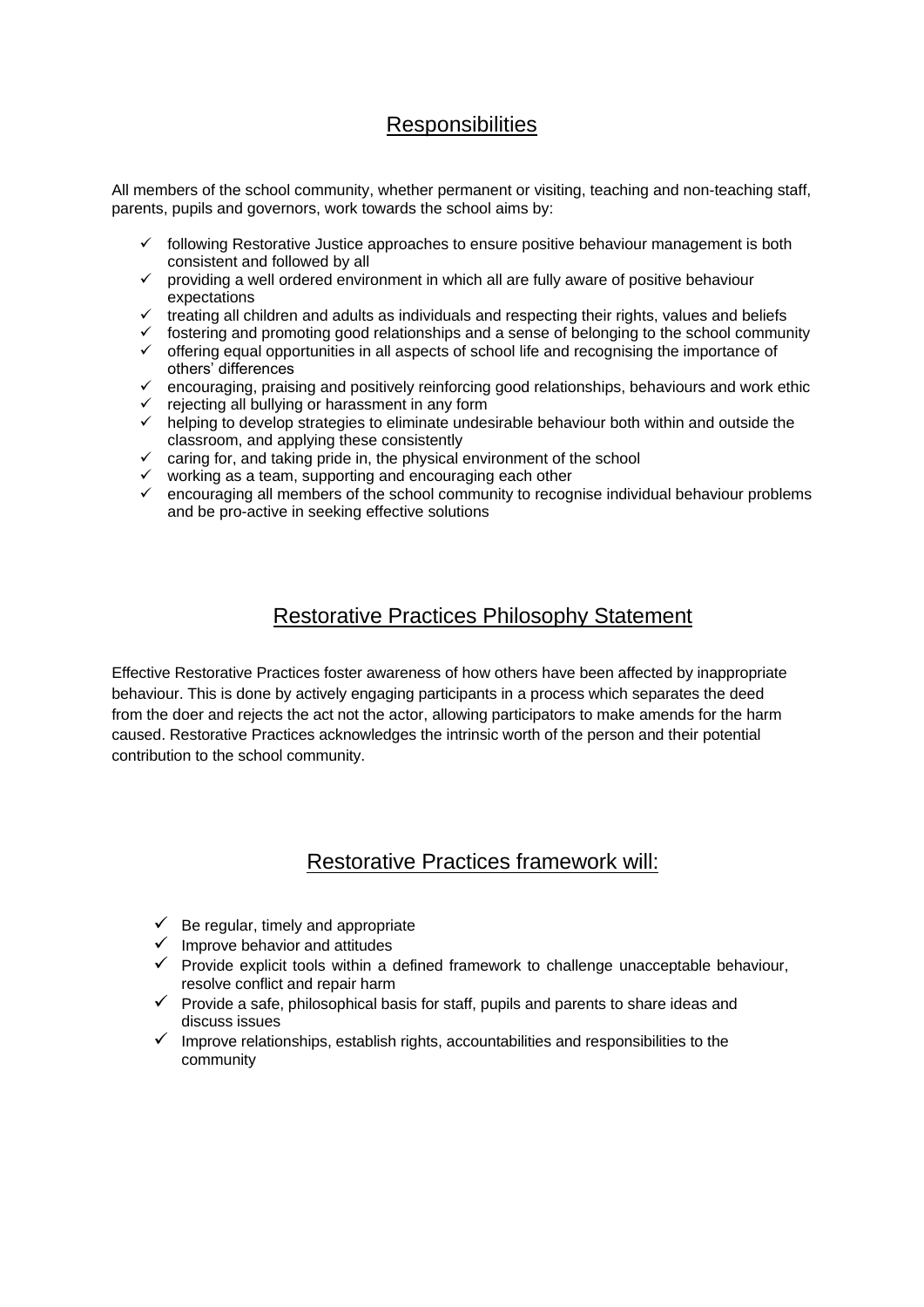## Responsibilities

All members of the school community, whether permanent or visiting, teaching and non-teaching staff, parents, pupils and governors, work towards the school aims by:

- ✓ following Restorative Justice approaches to ensure positive behaviour management is both consistent and followed by all
- ✓ providing a well ordered environment in which all are fully aware of positive behaviour expectations
- ✓ treating all children and adults as individuals and respecting their rights, values and beliefs
- ✓ fostering and promoting good relationships and a sense of belonging to the school community
- ✓ offering equal opportunities in all aspects of school life and recognising the importance of others' differences
- ✓ encouraging, praising and positively reinforcing good relationships, behaviours and work ethic
- ✓ rejecting all bullying or harassment in any form
- ✓ helping to develop strategies to eliminate undesirable behaviour both within and outside the classroom, and applying these consistently
- ✓ caring for, and taking pride in, the physical environment of the school
- ✓ working as a team, supporting and encouraging each other
- ✓ encouraging all members of the school community to recognise individual behaviour problems and be pro-active in seeking effective solutions

## Restorative Practices Philosophy Statement

Effective Restorative Practices foster awareness of how others have been affected by inappropriate behaviour. This is done by actively engaging participants in a process which separates the deed from the doer and rejects the act not the actor, allowing participators to make amends for the harm caused. Restorative Practices acknowledges the intrinsic worth of the person and their potential contribution to the school community.

## Restorative Practices framework will:

- ✓ Be regular, timely and appropriate
- ✓ Improve behavior and attitudes
- ✓ Provide explicit tools within a defined framework to challenge unacceptable behaviour, resolve conflict and repair harm
- ✓ Provide a safe, philosophical basis for staff, pupils and parents to share ideas and discuss issues
- ✓ Improve relationships, establish rights, accountabilities and responsibilities to the community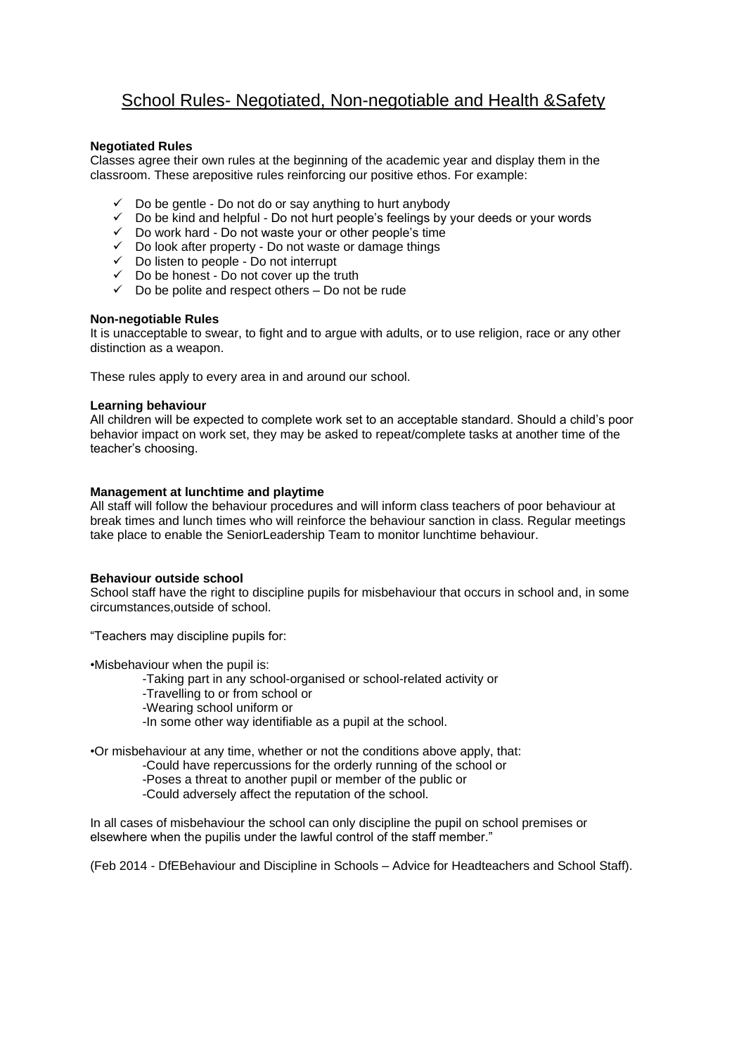# School Rules- Negotiated, Non-negotiable and Health &Safety

**Negotiated Rules**

Classes agree their own rules at the beginning of the academic year and display them in the classroom. These arepositive rules reinforcing our positive ethos. For example:

- ✓ Do be gentle - Do not do or say anything to hurt anybody
- ✓ Do be kind and helpful - Do not hurt people's feelings by your deeds or your words
- ✓ Do work hard - Do not waste your or other people's time
- ✓ Do look after property - Do not waste or damage things
- ✓ Do listen to people - Do not interrupt
- ✓ Do be honest - Do not cover up the truth
- ✓ Do be polite and respect others – Do not be rude

**Non-negotiable Rules**

It is unacceptable to swear, to fight and to argue with adults, or to use religion, race or any other distinction as a weapon.

These rules apply to every area in and around our school.

**Learning behaviour**

All children will be expected to complete work set to an acceptable standard. Should a child's poor behavior impact on work set, they may be asked to repeat/complete tasks at another time of the teacher's choosing.

**Management at lunchtime and playtime**

All staff will follow the behaviour procedures and will inform class teachers of poor behaviour at break times and lunch times who will reinforce the behaviour sanction in class. Regular meetings take place to enable the SeniorLeadership Team to monitor lunchtime behaviour.

**Behaviour outside school**

School staff have the right to discipline pupils for misbehaviour that occurs in school and, in some circumstances,outside of school.

"Teachers may discipline pupils for:

•Misbehaviour when the pupil is:

- -Taking part in any school-organised or school-related activity or
- -Travelling to or from school or
- -Wearing school uniform or
- -In some other way identifiable as a pupil at the school.

•Or misbehaviour at any time, whether or not the conditions above apply, that:

- -Could have repercussions for the orderly running of the school or
- -Poses a threat to another pupil or member of the public or
- -Could adversely affect the reputation of the school.

In all cases of misbehaviour the school can only discipline the pupil on school premises or elsewhere when the pupilis under the lawful control of the staff member."

(Feb 2014 - DfEBehaviour and Discipline in Schools – Advice for Headteachers and School Staff).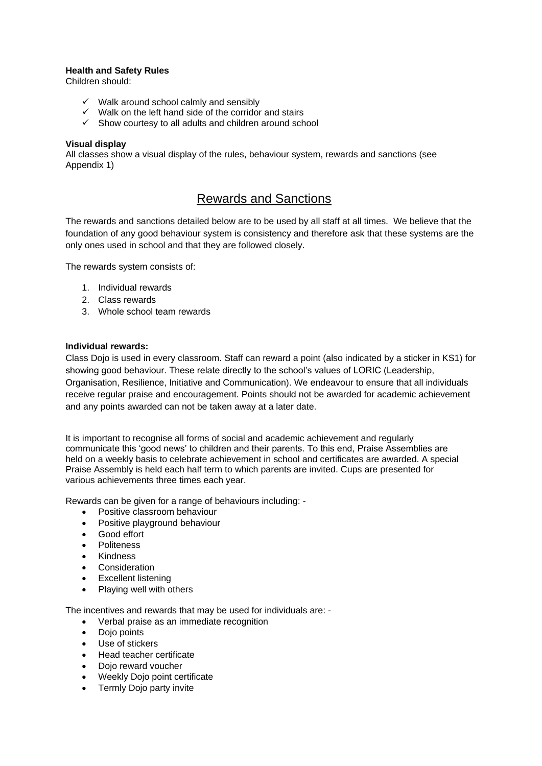**Health and Safety Rules**
Children should:

- ✓ Walk around school calmly and sensibly
- ✓ Walk on the left hand side of the corridor and stairs
- ✓ Show courtesy to all adults and children around school

**Visual display**
All classes show a visual display of the rules, behaviour system, rewards and sanctions (see Appendix 1)

## Rewards and Sanctions

The rewards and sanctions detailed below are to be used by all staff at all times. We believe that the foundation of any good behaviour system is consistency and therefore ask that these systems are the only ones used in school and that they are followed closely.

The rewards system consists of:

1. Individual rewards
2. Class rewards
3. Whole school team rewards

**Individual rewards:**
Class Dojo is used in every classroom. Staff can reward a point (also indicated by a sticker in KS1) for showing good behaviour. These relate directly to the school's values of LORIC (Leadership, Organisation, Resilience, Initiative and Communication). We endeavour to ensure that all individuals receive regular praise and encouragement. Points should not be awarded for academic achievement and any points awarded can not be taken away at a later date.

It is important to recognise all forms of social and academic achievement and regularly communicate this 'good news' to children and their parents. To this end, Praise Assemblies are held on a weekly basis to celebrate achievement in school and certificates are awarded. A special Praise Assembly is held each half term to which parents are invited. Cups are presented for various achievements three times each year.

Rewards can be given for a range of behaviours including: -

- Positive classroom behaviour
- Positive playground behaviour
- Good effort
- Politeness
- Kindness
- Consideration
- Excellent listening
- Playing well with others

The incentives and rewards that may be used for individuals are: -

- Verbal praise as an immediate recognition
- Dojo points
- Use of stickers
- Head teacher certificate
- Dojo reward voucher
- Weekly Dojo point certificate
- Termly Dojo party invite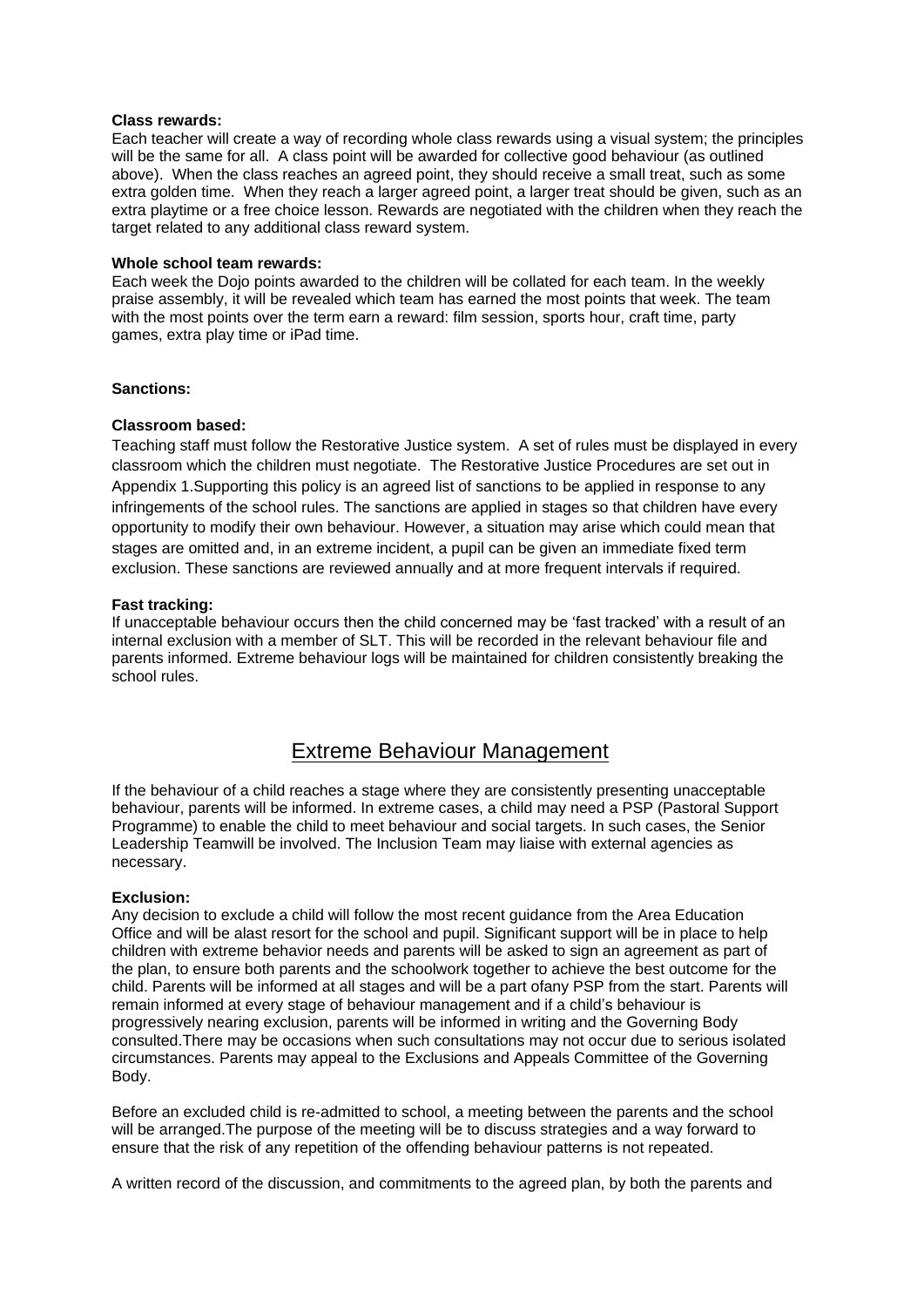**Class rewards:**
Each teacher will create a way of recording whole class rewards using a visual system; the principles will be the same for all. A class point will be awarded for collective good behaviour (as outlined above). When the class reaches an agreed point, they should receive a small treat, such as some extra golden time. When they reach a larger agreed point, a larger treat should be given, such as an extra playtime or a free choice lesson. Rewards are negotiated with the children when they reach the target related to any additional class reward system.

**Whole school team rewards:**
Each week the Dojo points awarded to the children will be collated for each team. In the weekly praise assembly, it will be revealed which team has earned the most points that week. The team with the most points over the term earn a reward: film session, sports hour, craft time, party games, extra play time or iPad time.

**Sanctions:**

**Classroom based:**
Teaching staff must follow the Restorative Justice system. A set of rules must be displayed in every classroom which the children must negotiate. The Restorative Justice Procedures are set out in Appendix 1.Supporting this policy is an agreed list of sanctions to be applied in response to any infringements of the school rules. The sanctions are applied in stages so that children have every opportunity to modify their own behaviour. However, a situation may arise which could mean that stages are omitted and, in an extreme incident, a pupil can be given an immediate fixed term exclusion. These sanctions are reviewed annually and at more frequent intervals if required.

**Fast tracking:**
If unacceptable behaviour occurs then the child concerned may be 'fast tracked' with a result of an internal exclusion with a member of SLT. This will be recorded in the relevant behaviour file and parents informed. Extreme behaviour logs will be maintained for children consistently breaking the school rules.

## Extreme Behaviour Management

If the behaviour of a child reaches a stage where they are consistently presenting unacceptable behaviour, parents will be informed. In extreme cases, a child may need a PSP (Pastoral Support Programme) to enable the child to meet behaviour and social targets. In such cases, the Senior Leadership Teamwill be involved. The Inclusion Team may liaise with external agencies as necessary.

**Exclusion:**
Any decision to exclude a child will follow the most recent guidance from the Area Education Office and will be alast resort for the school and pupil. Significant support will be in place to help children with extreme behavior needs and parents will be asked to sign an agreement as part of the plan, to ensure both parents and the schoolwork together to achieve the best outcome for the child. Parents will be informed at all stages and will be a part ofany PSP from the start. Parents will remain informed at every stage of behaviour management and if a child's behaviour is progressively nearing exclusion, parents will be informed in writing and the Governing Body consulted.There may be occasions when such consultations may not occur due to serious isolated circumstances. Parents may appeal to the Exclusions and Appeals Committee of the Governing Body.

Before an excluded child is re-admitted to school, a meeting between the parents and the school will be arranged.The purpose of the meeting will be to discuss strategies and a way forward to ensure that the risk of any repetition of the offending behaviour patterns is not repeated.

A written record of the discussion, and commitments to the agreed plan, by both the parents and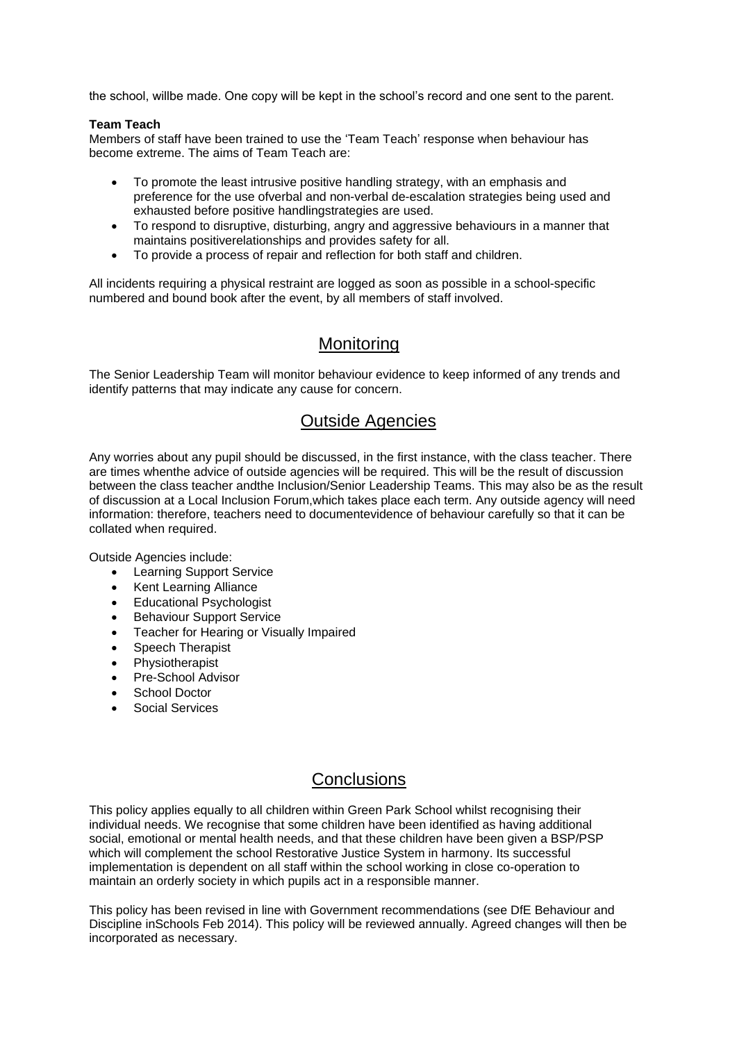the school, willbe made. One copy will be kept in the school's record and one sent to the parent.

**Team Teach**

Members of staff have been trained to use the 'Team Teach' response when behaviour has become extreme. The aims of Team Teach are:

- To promote the least intrusive positive handling strategy, with an emphasis and preference for the use ofverbal and non-verbal de-escalation strategies being used and exhausted before positive handlingstrategies are used.
- To respond to disruptive, disturbing, angry and aggressive behaviours in a manner that maintains positiverelationships and provides safety for all.
- To provide a process of repair and reflection for both staff and children.

All incidents requiring a physical restraint are logged as soon as possible in a school-specific numbered and bound book after the event, by all members of staff involved.

## Monitoring

The Senior Leadership Team will monitor behaviour evidence to keep informed of any trends and identify patterns that may indicate any cause for concern.

## Outside Agencies

Any worries about any pupil should be discussed, in the first instance, with the class teacher. There are times whenthe advice of outside agencies will be required. This will be the result of discussion between the class teacher andthe Inclusion/Senior Leadership Teams. This may also be as the result of discussion at a Local Inclusion Forum,which takes place each term. Any outside agency will need information: therefore, teachers need to documentevidence of behaviour carefully so that it can be collated when required.

Outside Agencies include:

- Learning Support Service
- Kent Learning Alliance
- Educational Psychologist
- Behaviour Support Service
- Teacher for Hearing or Visually Impaired
- Speech Therapist
- Physiotherapist
- Pre-School Advisor
- School Doctor
- Social Services

## Conclusions

This policy applies equally to all children within Green Park School whilst recognising their individual needs. We recognise that some children have been identified as having additional social, emotional or mental health needs, and that these children have been given a BSP/PSP which will complement the school Restorative Justice System in harmony. Its successful implementation is dependent on all staff within the school working in close co-operation to maintain an orderly society in which pupils act in a responsible manner.

This policy has been revised in line with Government recommendations (see DfE Behaviour and Discipline inSchools Feb 2014). This policy will be reviewed annually. Agreed changes will then be incorporated as necessary.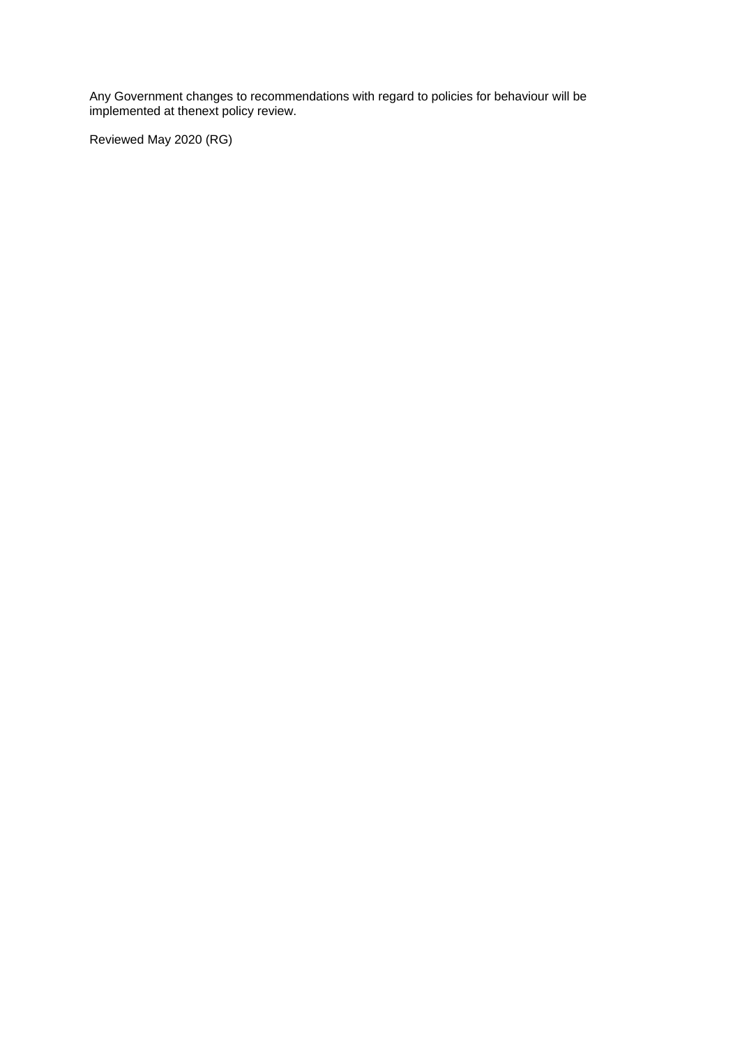Any Government changes to recommendations with regard to policies for behaviour will be implemented at thenext policy review.

Reviewed May 2020 (RG)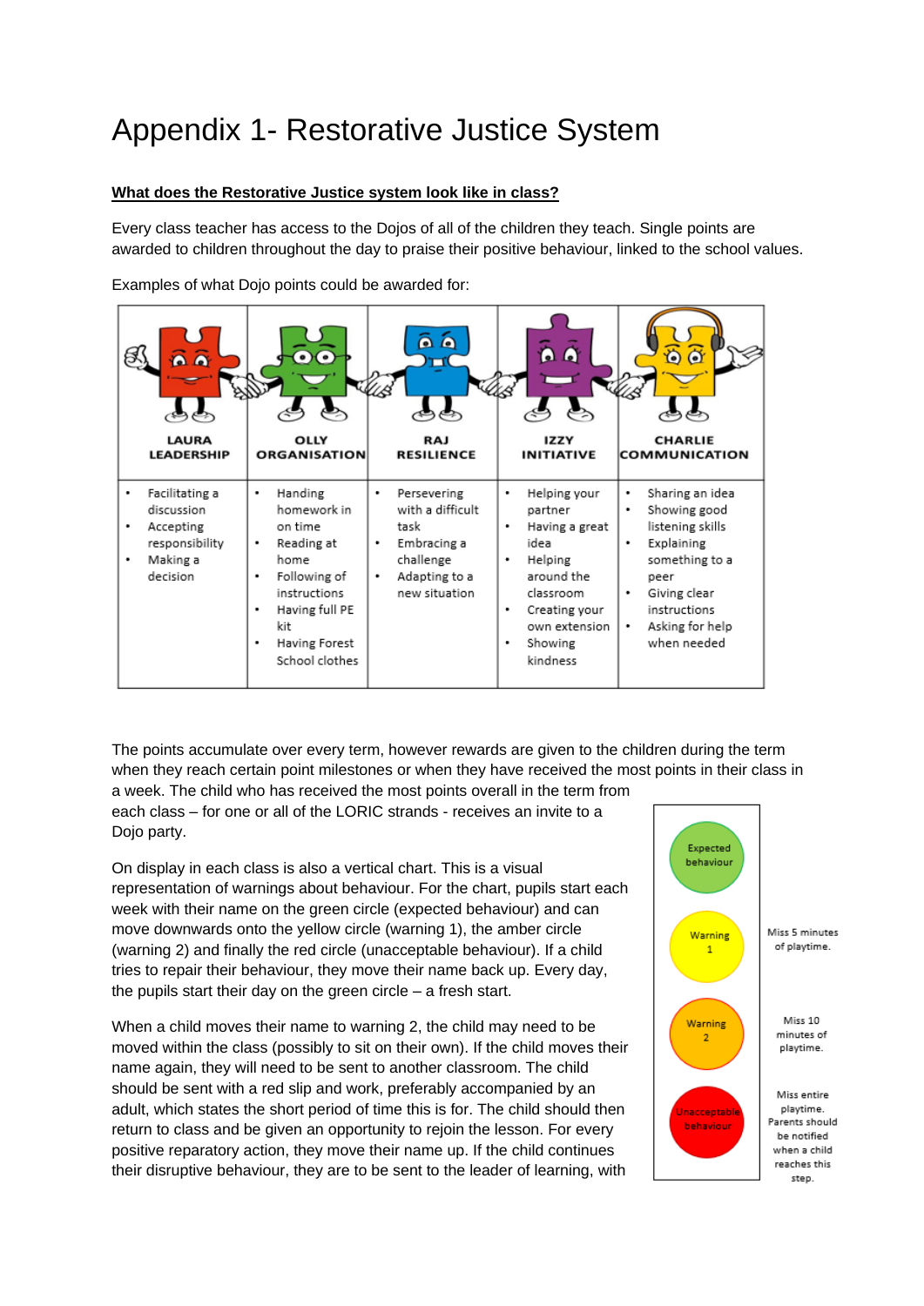# Appendix 1- Restorative Justice System

**What does the Restorative Justice system look like in class?**

Every class teacher has access to the Dojos of all of the children they teach. Single points are awarded to children throughout the day to praise their positive behaviour, linked to the school values.

Examples of what Dojo points could be awarded for:

| LAURA LEADERSHIP | OLLY ORGANISATION | RAJ RESILIENCE | IZZY INITIATIVE | CHARLIE COMMUNICATION |
|---|---|---|---|---|
| • Facilitating a discussion<br>• Accepting responsibility<br>• Making a decision | • Handing homework in on time<br>• Reading at home<br>• Following of instructions<br>• Having full PE kit<br>• Having Forest School clothes | • Persevering with a difficult task<br>• Embracing a challenge<br>• Adapting to a new situation | • Helping your partner<br>• Having a great idea<br>• Helping around the classroom<br>• Creating your own extension<br>• Showing kindness | • Sharing an idea<br>• Showing good listening skills<br>• Explaining something to a peer<br>• Giving clear instructions<br>• Asking for help when needed |

The points accumulate over every term, however rewards are given to the children during the term when they reach certain point milestones or when they have received the most points in their class in a week. The child who has received the most points overall in the term from each class – for one or all of the LORIC strands - receives an invite to a Dojo party.

On display in each class is also a vertical chart. This is a visual representation of warnings about behaviour. For the chart, pupils start each week with their name on the green circle (expected behaviour) and can move downwards onto the yellow circle (warning 1), the amber circle (warning 2) and finally the red circle (unacceptable behaviour). If a child tries to repair their behaviour, they move their name back up. Every day, the pupils start their day on the green circle – a fresh start.

| Chart | Consequence |
|---|---|
| Expected behaviour | |
| Warning 1 | Miss 5 minutes of playtime. |
| Warning 2 | Miss 10 minutes of playtime. |
| Unacceptable behaviour | Miss entire playtime. Parents should be notified when a child reaches this step. |

When a child moves their name to warning 2, the child may need to be moved within the class (possibly to sit on their own). If the child moves their name again, they will need to be sent to another classroom. The child should be sent with a red slip and work, preferably accompanied by an adult, which states the short period of time this is for. The child should then return to class and be given an opportunity to rejoin the lesson. For every positive reparatory action, they move their name up. If the child continues their disruptive behaviour, they are to be sent to the leader of learning, with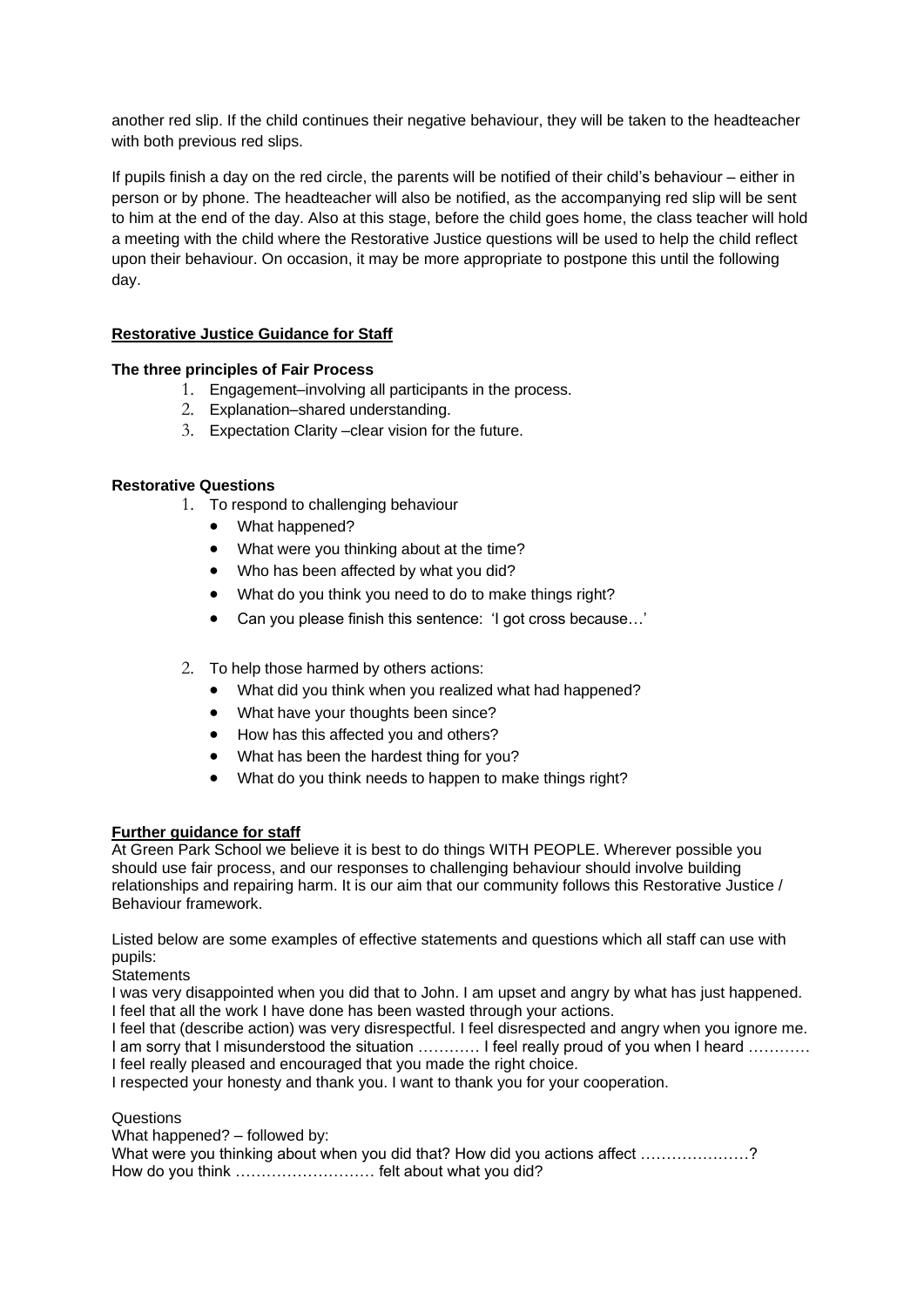another red slip. If the child continues their negative behaviour, they will be taken to the headteacher with both previous red slips.

If pupils finish a day on the red circle, the parents will be notified of their child's behaviour – either in person or by phone. The headteacher will also be notified, as the accompanying red slip will be sent to him at the end of the day. Also at this stage, before the child goes home, the class teacher will hold a meeting with the child where the Restorative Justice questions will be used to help the child reflect upon their behaviour. On occasion, it may be more appropriate to postpone this until the following day.

**Restorative Justice Guidance for Staff**

**The three principles of Fair Process**

1. Engagement–involving all participants in the process.
2. Explanation–shared understanding.
3. Expectation Clarity –clear vision for the future.

**Restorative Questions**

1. To respond to challenging behaviour
   - What happened?
   - What were you thinking about at the time?
   - Who has been affected by what you did?
   - What do you think you need to do to make things right?
   - Can you please finish this sentence: 'I got cross because…'

2. To help those harmed by others actions:
   - What did you think when you realized what had happened?
   - What have your thoughts been since?
   - How has this affected you and others?
   - What has been the hardest thing for you?
   - What do you think needs to happen to make things right?

**Further guidance for staff**

At Green Park School we believe it is best to do things WITH PEOPLE. Wherever possible you should use fair process, and our responses to challenging behaviour should involve building relationships and repairing harm. It is our aim that our community follows this Restorative Justice / Behaviour framework.

Listed below are some examples of effective statements and questions which all staff can use with pupils:

Statements

I was very disappointed when you did that to John. I am upset and angry by what has just happened. I feel that all the work I have done has been wasted through your actions.

I feel that (describe action) was very disrespectful. I feel disrespected and angry when you ignore me. I am sorry that I misunderstood the situation ………… I feel really proud of you when I heard ………… I feel really pleased and encouraged that you made the right choice.

I respected your honesty and thank you. I want to thank you for your cooperation.

Questions

What happened? – followed by:

What were you thinking about when you did that? How did you actions affect …………………?

How do you think ……………………… felt about what you did?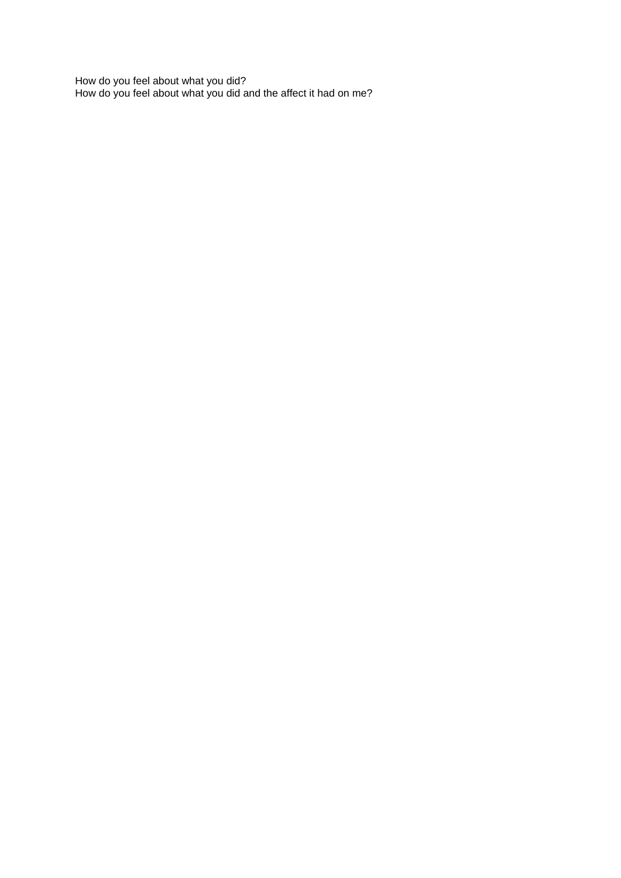How do you feel about what you did?
How do you feel about what you did and the affect it had on me?